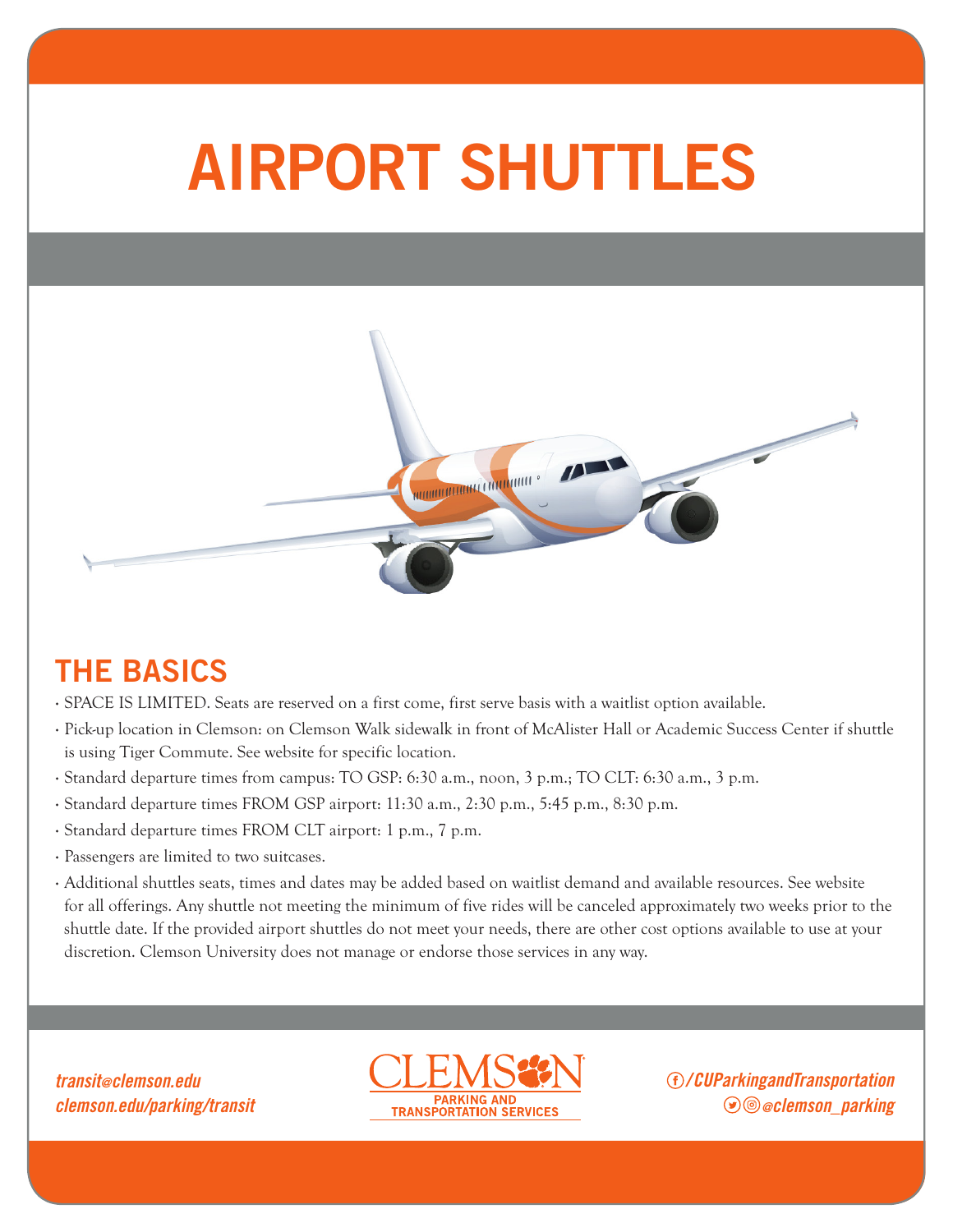# AIRPORT SHUTTLES

## THE BASICS

- SPACE IS LIMITED. Seats are reserved on a first come, first serve basis with a waitlist option available.
- Pick-up location in Clemson: on Clemson Walk sidewalk in front of McAlister Hall or Academic Success Center if shuttle is using Tiger Commute. See website for specific location.
- Standard departure times from campus: TO GSP: 6:30 a.m., noon, 3 p.m.; TO CLT: 6:30 a.m., 3 p.m.
- Standard departure times FROM GSP airport: 11:30 a.m., 2:30 p.m., 5:45 p.m., 8:30 p.m.
- Standard departure times FROM CLT airport: 1 p.m., 7 p.m.
- Passengers are limited to two suitcases.
- Additional shuttles seats, times and dates may be added based on waitlist demand and available resources. See website for all offerings. Any shuttle not meeting the minimum of five rides will be canceled approximately two weeks prior to the shuttle date. If the provided airport shuttles do not meet your needs, there are other cost options available to use at your discretion. Clemson University does not manage or endorse those services in any way.

*transit@clemson.edu*
*clemson.edu/parking/transit*

CLEMSON
PARKING AND TRANSPORTATION SERVICES

*/CUParkingandTransportation*
*@clemson_parking*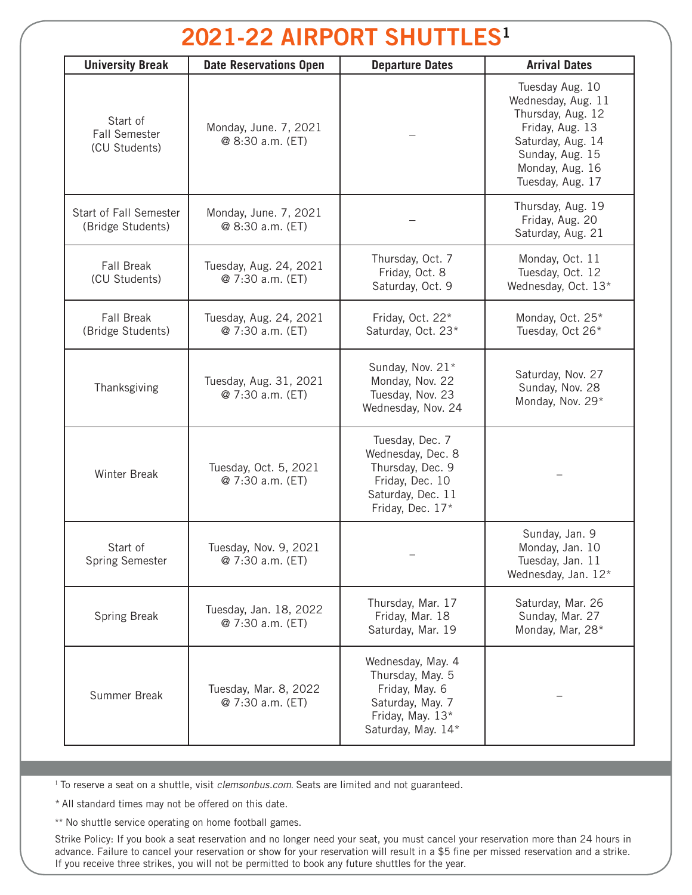# 2021-22 AIRPORT SHUTTLES[1]

| University Break | Date Reservations Open | Departure Dates | Arrival Dates |
|---|---|---|---|
| Start of Fall Semester (CU Students) | Monday, June. 7, 2021 @ 8:30 a.m. (ET) | – | Tuesday Aug. 10<br>Wednesday, Aug. 11<br>Thursday, Aug. 12<br>Friday, Aug. 13<br>Saturday, Aug. 14<br>Sunday, Aug. 15<br>Monday, Aug. 16<br>Tuesday, Aug. 17 |
| Start of Fall Semester (Bridge Students) | Monday, June. 7, 2021 @ 8:30 a.m. (ET) | – | Thursday, Aug. 19<br>Friday, Aug. 20<br>Saturday, Aug. 21 |
| Fall Break (CU Students) | Tuesday, Aug. 24, 2021 @ 7:30 a.m. (ET) | Thursday, Oct. 7<br>Friday, Oct. 8<br>Saturday, Oct. 9 | Monday, Oct. 11<br>Tuesday, Oct. 12<br>Wednesday, Oct. 13* |
| Fall Break (Bridge Students) | Tuesday, Aug. 24, 2021 @ 7:30 a.m. (ET) | Friday, Oct. 22*<br>Saturday, Oct. 23* | Monday, Oct. 25*<br>Tuesday, Oct 26* |
| Thanksgiving | Tuesday, Aug. 31, 2021 @ 7:30 a.m. (ET) | Sunday, Nov. 21*<br>Monday, Nov. 22<br>Tuesday, Nov. 23<br>Wednesday, Nov. 24 | Saturday, Nov. 27<br>Sunday, Nov. 28<br>Monday, Nov. 29* |
| Winter Break | Tuesday, Oct. 5, 2021 @ 7:30 a.m. (ET) | Tuesday, Dec. 7<br>Wednesday, Dec. 8<br>Thursday, Dec. 9<br>Friday, Dec. 10<br>Saturday, Dec. 11<br>Friday, Dec. 17* | – |
| Start of Spring Semester | Tuesday, Nov. 9, 2021 @ 7:30 a.m. (ET) | – | Sunday, Jan. 9<br>Monday, Jan. 10<br>Tuesday, Jan. 11<br>Wednesday, Jan. 12* |
| Spring Break | Tuesday, Jan. 18, 2022 @ 7:30 a.m. (ET) | Thursday, Mar. 17<br>Friday, Mar. 18<br>Saturday, Mar. 19 | Saturday, Mar. 26<br>Sunday, Mar. 27<br>Monday, Mar, 28* |
| Summer Break | Tuesday, Mar. 8, 2022 @ 7:30 a.m. (ET) | Wednesday, May. 4<br>Thursday, May. 5<br>Friday, May. 6<br>Saturday, May. 7<br>Friday, May. 13*<br>Saturday, May. 14* | – |

[1] To reserve a seat on a shuttle, visit *clemsonbus.com*. Seats are limited and not guaranteed.

* All standard times may not be offered on this date.

** No shuttle service operating on home football games.

Strike Policy: If you book a seat reservation and no longer need your seat, you must cancel your reservation more than 24 hours in advance. Failure to cancel your reservation or show for your reservation will result in a $5 fine per missed reservation and a strike. If you receive three strikes, you will not be permitted to book any future shuttles for the year.